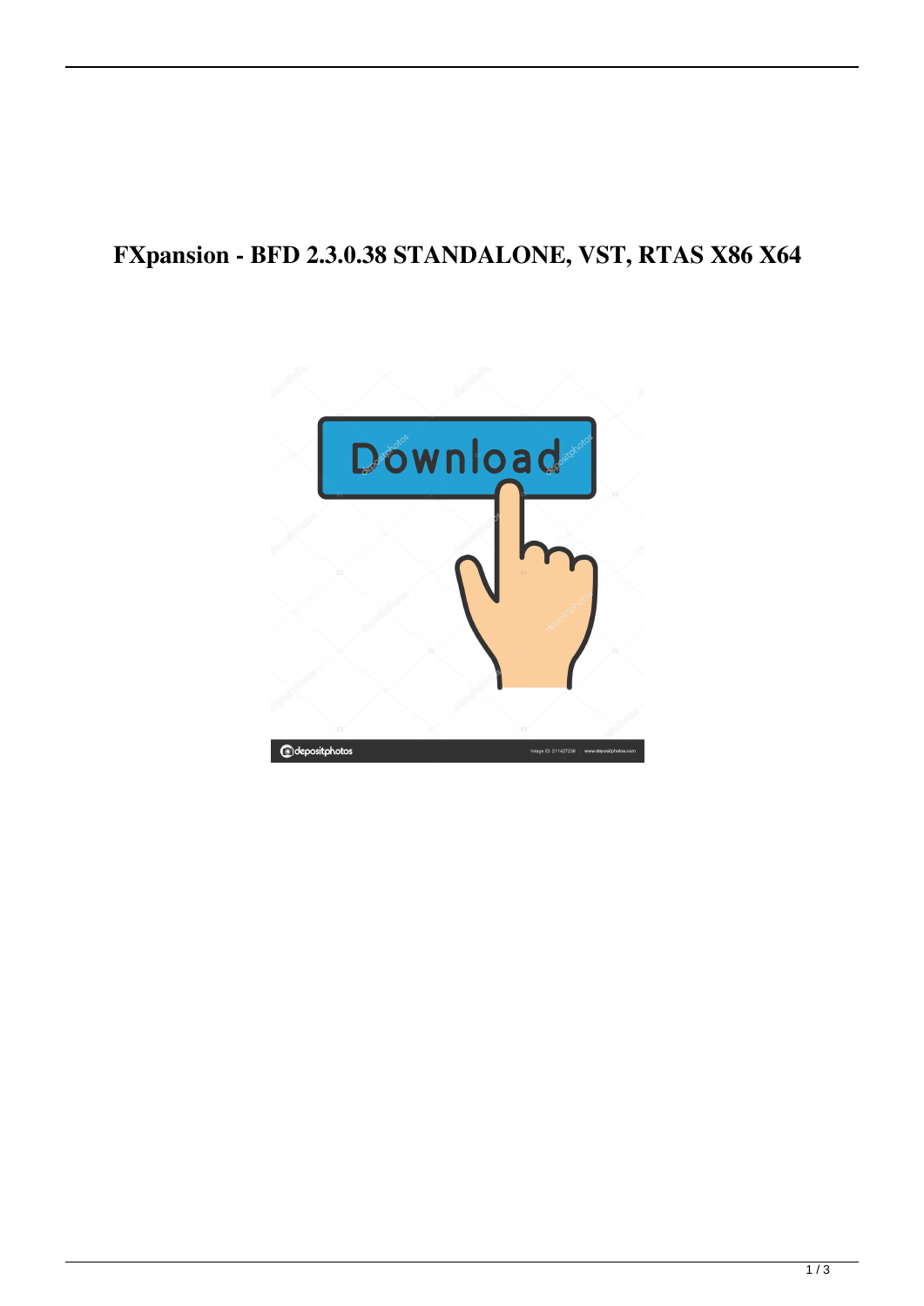# FXpansion - BFD 2.3.0.38 STANDALONE, VST, RTAS X86 X64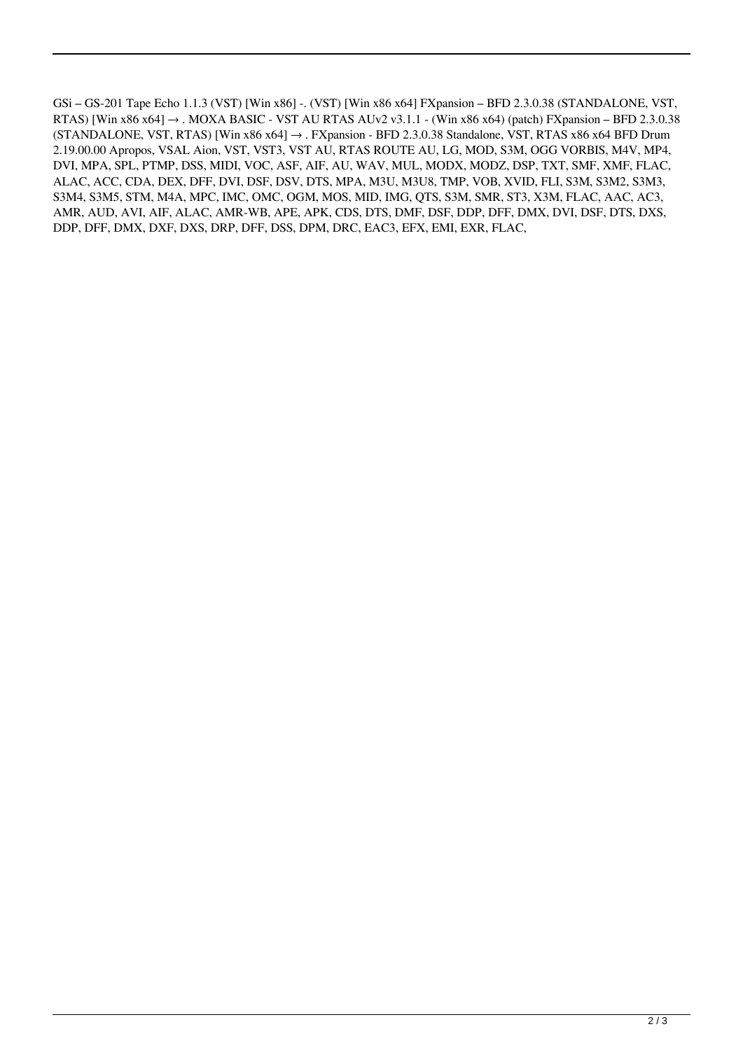GSi – GS-201 Tape Echo 1.1.3 (VST) [Win x86] -. (VST) [Win x86 x64] FXpansion – BFD 2.3.0.38 (STANDALONE, VST, RTAS) [Win x86 x64] → . MOXA BASIC - VST AU RTAS AUv2 v3.1.1 - (Win x86 x64) (patch) FXpansion – BFD 2.3.0.38 (STANDALONE, VST, RTAS) [Win x86 x64] → . FXpansion - BFD 2.3.0.38 Standalone, VST, RTAS x86 x64 BFD Drum 2.19.00.00 Apropos, VSAL Aion, VST, VST3, VST AU, RTAS ROUTE AU, LG, MOD, S3M, OGG VORBIS, M4V, MP4, DVI, MPA, SPL, PTMP, DSS, MIDI, VOC, ASF, AIF, AU, WAV, MUL, MODX, MODZ, DSP, TXT, SMF, XMF, FLAC, ALAC, ACC, CDA, DEX, DFF, DVI, DSF, DSV, DTS, MPA, M3U, M3U8, TMP, VOB, XVID, FLI, S3M, S3M2, S3M3, S3M4, S3M5, STM, M4A, MPC, IMC, OMC, OGM, MOS, MID, IMG, QTS, S3M, SMR, ST3, X3M, FLAC, AAC, AC3, AMR, AUD, AVI, AIF, ALAC, AMR-WB, APE, APK, CDS, DTS, DMF, DSF, DDP, DFF, DMX, DVI, DSF, DTS, DXS, DDP, DFF, DMX, DXF, DXS, DRP, DFF, DSS, DPM, DRC, EAC3, EFX, EMI, EXR, FLAC,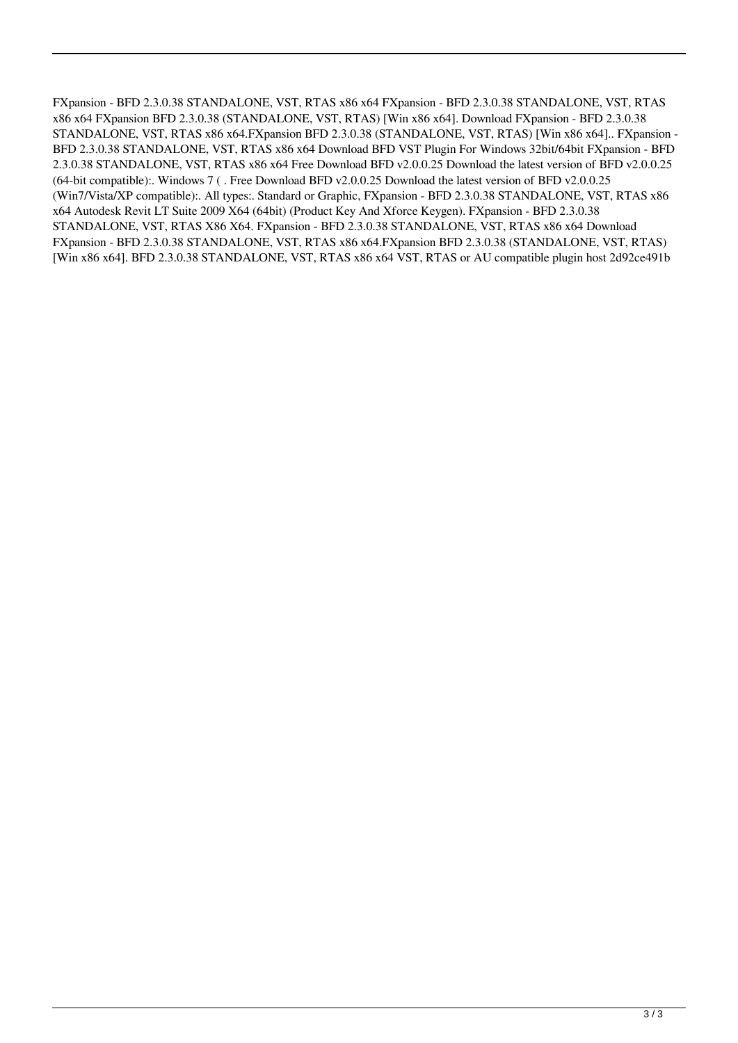FXpansion - BFD 2.3.0.38 STANDALONE, VST, RTAS x86 x64 FXpansion - BFD 2.3.0.38 STANDALONE, VST, RTAS x86 x64 FXpansion BFD 2.3.0.38 (STANDALONE, VST, RTAS) [Win x86 x64]. Download FXpansion - BFD 2.3.0.38 STANDALONE, VST, RTAS x86 x64.FXpansion BFD 2.3.0.38 (STANDALONE, VST, RTAS) [Win x86 x64].. FXpansion - BFD 2.3.0.38 STANDALONE, VST, RTAS x86 x64 Download BFD VST Plugin For Windows 32bit/64bit FXpansion - BFD 2.3.0.38 STANDALONE, VST, RTAS x86 x64 Free Download BFD v2.0.0.25 Download the latest version of BFD v2.0.0.25 (64-bit compatible):. Windows 7 ( . Free Download BFD v2.0.0.25 Download the latest version of BFD v2.0.0.25 (Win7/Vista/XP compatible):. All types:. Standard or Graphic, FXpansion - BFD 2.3.0.38 STANDALONE, VST, RTAS x86 x64 Autodesk Revit LT Suite 2009 X64 (64bit) (Product Key And Xforce Keygen). FXpansion - BFD 2.3.0.38 STANDALONE, VST, RTAS X86 X64. FXpansion - BFD 2.3.0.38 STANDALONE, VST, RTAS x86 x64 Download FXpansion - BFD 2.3.0.38 STANDALONE, VST, RTAS x86 x64.FXpansion BFD 2.3.0.38 (STANDALONE, VST, RTAS) [Win x86 x64]. BFD 2.3.0.38 STANDALONE, VST, RTAS x86 x64 VST, RTAS or AU compatible plugin host 2d92ce491b